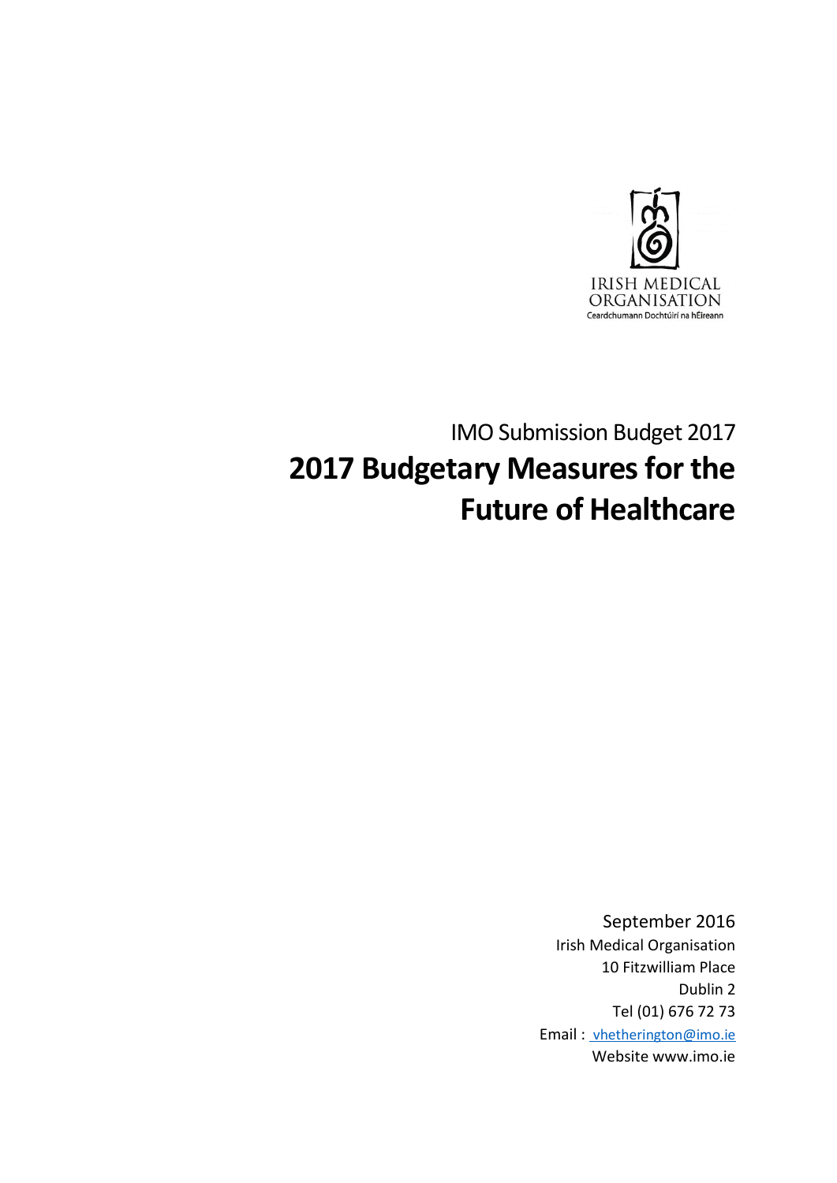IRISH MEDICAL ORGANISATION
Ceardchumann Dochtúirí na hÉireann

IMO Submission Budget 2017

# 2017 Budgetary Measures for the Future of Healthcare

September 2016
Irish Medical Organisation
10 Fitzwilliam Place
Dublin 2
Tel (01) 676 72 73
Email : vhetherington@imo.ie
Website www.imo.ie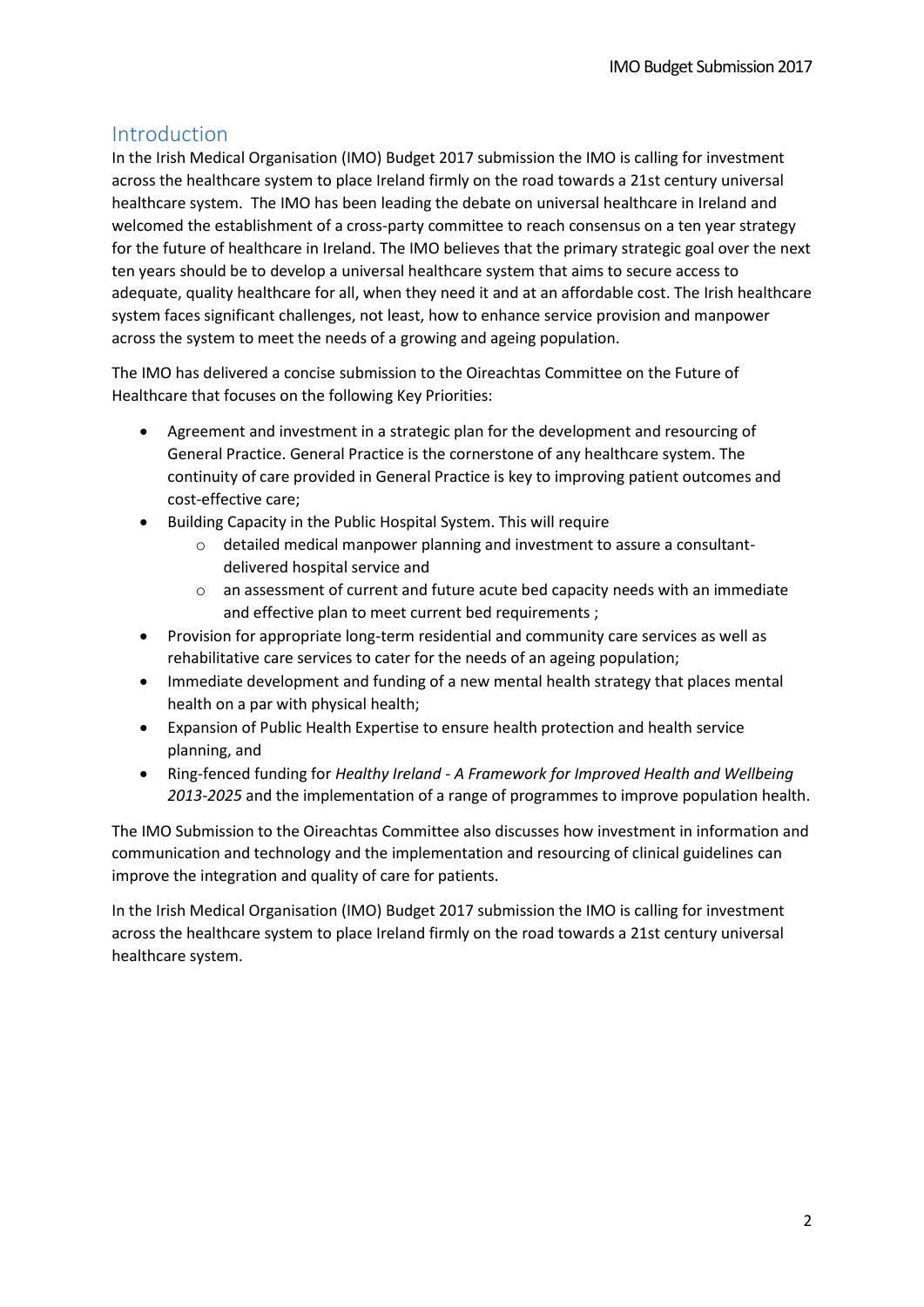## Introduction

In the Irish Medical Organisation (IMO) Budget 2017 submission the IMO is calling for investment across the healthcare system to place Ireland firmly on the road towards a 21st century universal healthcare system. The IMO has been leading the debate on universal healthcare in Ireland and welcomed the establishment of a cross-party committee to reach consensus on a ten year strategy for the future of healthcare in Ireland. The IMO believes that the primary strategic goal over the next ten years should be to develop a universal healthcare system that aims to secure access to adequate, quality healthcare for all, when they need it and at an affordable cost. The Irish healthcare system faces significant challenges, not least, how to enhance service provision and manpower across the system to meet the needs of a growing and ageing population.

The IMO has delivered a concise submission to the Oireachtas Committee on the Future of Healthcare that focuses on the following Key Priorities:

- Agreement and investment in a strategic plan for the development and resourcing of General Practice. General Practice is the cornerstone of any healthcare system. The continuity of care provided in General Practice is key to improving patient outcomes and cost-effective care;
- Building Capacity in the Public Hospital System. This will require
  - detailed medical manpower planning and investment to assure a consultant-delivered hospital service and
  - an assessment of current and future acute bed capacity needs with an immediate and effective plan to meet current bed requirements ;
- Provision for appropriate long-term residential and community care services as well as rehabilitative care services to cater for the needs of an ageing population;
- Immediate development and funding of a new mental health strategy that places mental health on a par with physical health;
- Expansion of Public Health Expertise to ensure health protection and health service planning, and
- Ring-fenced funding for *Healthy Ireland - A Framework for Improved Health and Wellbeing 2013-2025* and the implementation of a range of programmes to improve population health.

The IMO Submission to the Oireachtas Committee also discusses how investment in information and communication and technology and the implementation and resourcing of clinical guidelines can improve the integration and quality of care for patients.

In the Irish Medical Organisation (IMO) Budget 2017 submission the IMO is calling for investment across the healthcare system to place Ireland firmly on the road towards a 21st century universal healthcare system.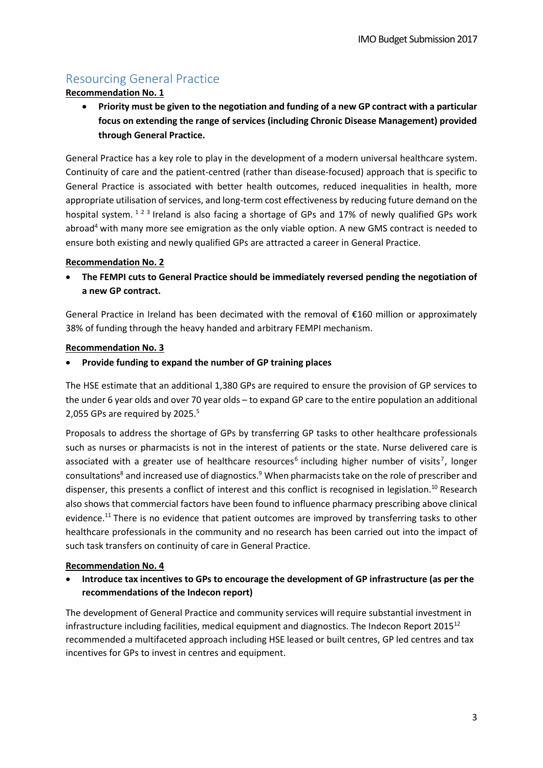## Resourcing General Practice

**Recommendation No. 1**

- **Priority must be given to the negotiation and funding of a new GP contract with a particular focus on extending the range of services (including Chronic Disease Management) provided through General Practice.**

General Practice has a key role to play in the development of a modern universal healthcare system. Continuity of care and the patient-centred (rather than disease-focused) approach that is specific to General Practice is associated with better health outcomes, reduced inequalities in health, more appropriate utilisation of services, and long-term cost effectiveness by reducing future demand on the hospital system. [1 2 3] Ireland is also facing a shortage of GPs and 17% of newly qualified GPs work abroad[4] with many more see emigration as the only viable option. A new GMS contract is needed to ensure both existing and newly qualified GPs are attracted a career in General Practice.

**Recommendation No. 2**

- **The FEMPI cuts to General Practice should be immediately reversed pending the negotiation of a new GP contract.**

General Practice in Ireland has been decimated with the removal of €160 million or approximately 38% of funding through the heavy handed and arbitrary FEMPI mechanism.

**Recommendation No. 3**

- **Provide funding to expand the number of GP training places**

The HSE estimate that an additional 1,380 GPs are required to ensure the provision of GP services to the under 6 year olds and over 70 year olds – to expand GP care to the entire population an additional 2,055 GPs are required by 2025.[5]

Proposals to address the shortage of GPs by transferring GP tasks to other healthcare professionals such as nurses or pharmacists is not in the interest of patients or the state. Nurse delivered care is associated with a greater use of healthcare resources[6] including higher number of visits[7], longer consultations[8] and increased use of diagnostics.[9] When pharmacists take on the role of prescriber and dispenser, this presents a conflict of interest and this conflict is recognised in legislation.[10] Research also shows that commercial factors have been found to influence pharmacy prescribing above clinical evidence.[11] There is no evidence that patient outcomes are improved by transferring tasks to other healthcare professionals in the community and no research has been carried out into the impact of such task transfers on continuity of care in General Practice.

**Recommendation No. 4**

- **Introduce tax incentives to GPs to encourage the development of GP infrastructure (as per the recommendations of the Indecon report)**

The development of General Practice and community services will require substantial investment in infrastructure including facilities, medical equipment and diagnostics. The Indecon Report 2015[12] recommended a multifaceted approach including HSE leased or built centres, GP led centres and tax incentives for GPs to invest in centres and equipment.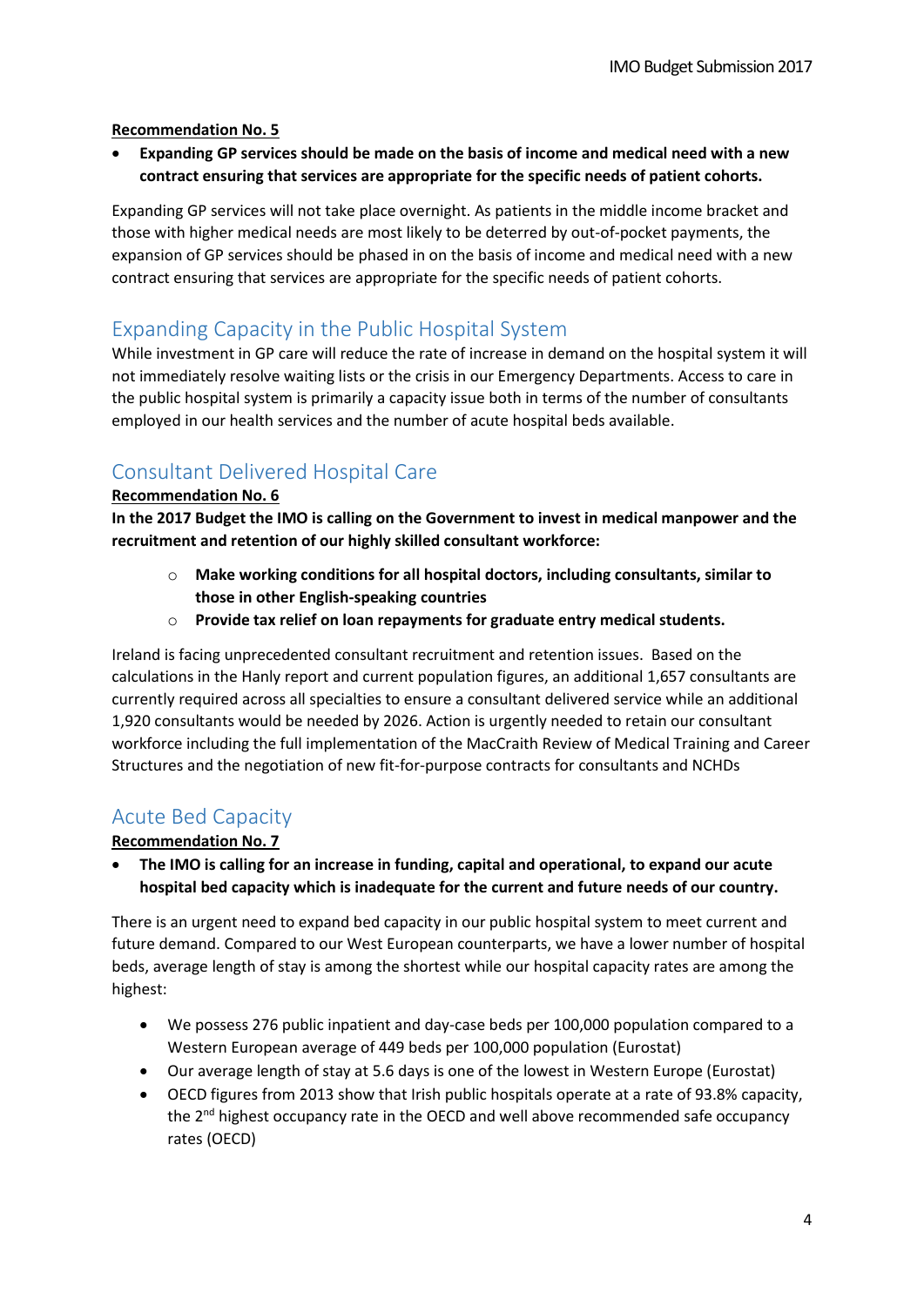**Recommendation No. 5**

- **Expanding GP services should be made on the basis of income and medical need with a new contract ensuring that services are appropriate for the specific needs of patient cohorts.**

Expanding GP services will not take place overnight. As patients in the middle income bracket and those with higher medical needs are most likely to be deterred by out-of-pocket payments, the expansion of GP services should be phased in on the basis of income and medical need with a new contract ensuring that services are appropriate for the specific needs of patient cohorts.

## Expanding Capacity in the Public Hospital System

While investment in GP care will reduce the rate of increase in demand on the hospital system it will not immediately resolve waiting lists or the crisis in our Emergency Departments. Access to care in the public hospital system is primarily a capacity issue both in terms of the number of consultants employed in our health services and the number of acute hospital beds available.

## Consultant Delivered Hospital Care

**Recommendation No. 6**

**In the 2017 Budget the IMO is calling on the Government to invest in medical manpower and the recruitment and retention of our highly skilled consultant workforce:**

- **Make working conditions for all hospital doctors, including consultants, similar to those in other English-speaking countries**
- **Provide tax relief on loan repayments for graduate entry medical students.**

Ireland is facing unprecedented consultant recruitment and retention issues. Based on the calculations in the Hanly report and current population figures, an additional 1,657 consultants are currently required across all specialties to ensure a consultant delivered service while an additional 1,920 consultants would be needed by 2026. Action is urgently needed to retain our consultant workforce including the full implementation of the MacCraith Review of Medical Training and Career Structures and the negotiation of new fit-for-purpose contracts for consultants and NCHDs

## Acute Bed Capacity

**Recommendation No. 7**

- **The IMO is calling for an increase in funding, capital and operational, to expand our acute hospital bed capacity which is inadequate for the current and future needs of our country.**

There is an urgent need to expand bed capacity in our public hospital system to meet current and future demand. Compared to our West European counterparts, we have a lower number of hospital beds, average length of stay is among the shortest while our hospital capacity rates are among the highest:

- We possess 276 public inpatient and day-case beds per 100,000 population compared to a Western European average of 449 beds per 100,000 population (Eurostat)
- Our average length of stay at 5.6 days is one of the lowest in Western Europe (Eurostat)
- OECD figures from 2013 show that Irish public hospitals operate at a rate of 93.8% capacity, the 2nd highest occupancy rate in the OECD and well above recommended safe occupancy rates (OECD)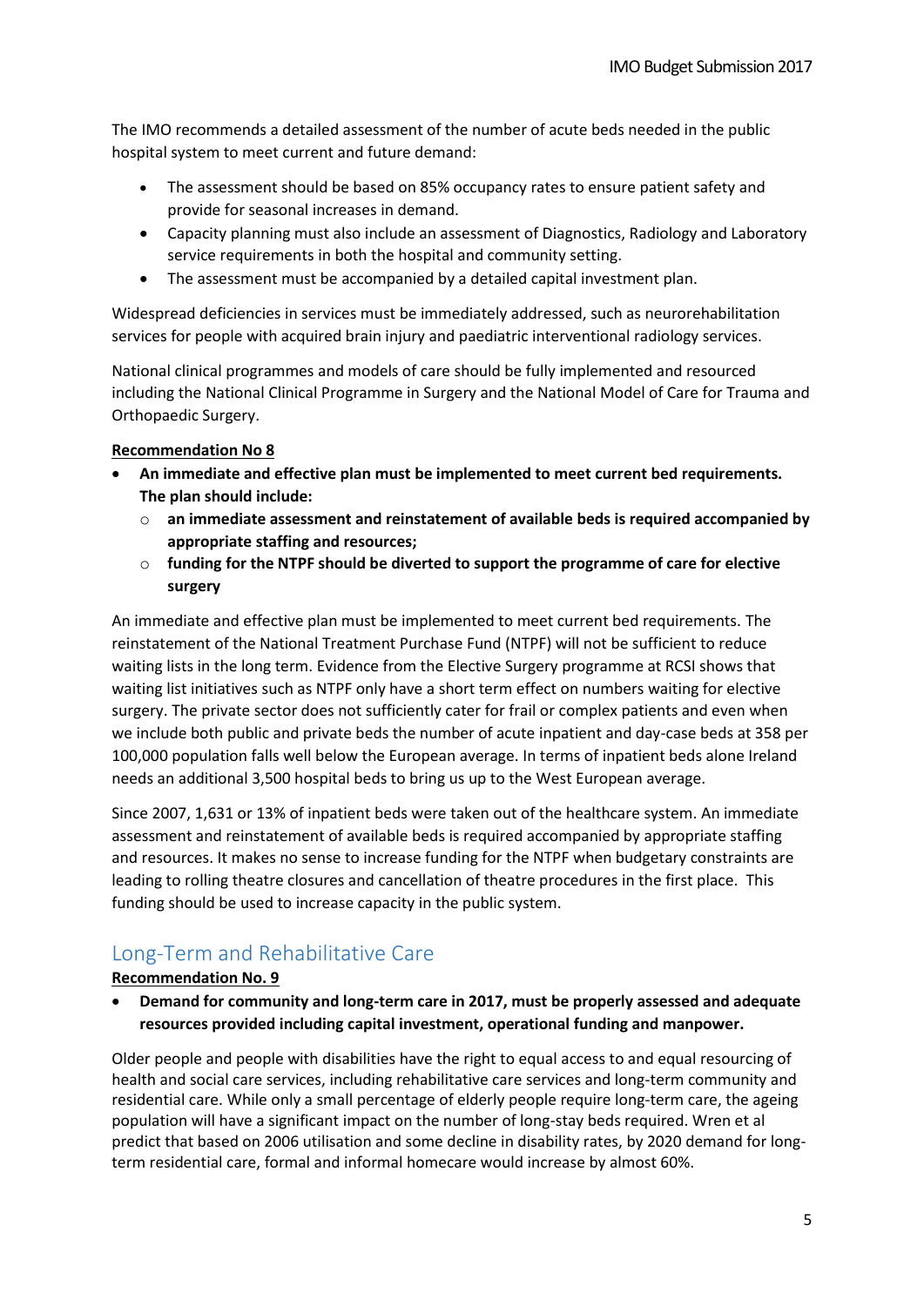The IMO recommends a detailed assessment of the number of acute beds needed in the public hospital system to meet current and future demand:

- The assessment should be based on 85% occupancy rates to ensure patient safety and provide for seasonal increases in demand.
- Capacity planning must also include an assessment of Diagnostics, Radiology and Laboratory service requirements in both the hospital and community setting.
- The assessment must be accompanied by a detailed capital investment plan.

Widespread deficiencies in services must be immediately addressed, such as neurorehabilitation services for people with acquired brain injury and paediatric interventional radiology services.

National clinical programmes and models of care should be fully implemented and resourced including the National Clinical Programme in Surgery and the National Model of Care for Trauma and Orthopaedic Surgery.

**<u>Recommendation No 8</u>**

- **An immediate and effective plan must be implemented to meet current bed requirements. The plan should include:**
  - **an immediate assessment and reinstatement of available beds is required accompanied by appropriate staffing and resources;**
  - **funding for the NTPF should be diverted to support the programme of care for elective surgery**

An immediate and effective plan must be implemented to meet current bed requirements. The reinstatement of the National Treatment Purchase Fund (NTPF) will not be sufficient to reduce waiting lists in the long term. Evidence from the Elective Surgery programme at RCSI shows that waiting list initiatives such as NTPF only have a short term effect on numbers waiting for elective surgery. The private sector does not sufficiently cater for frail or complex patients and even when we include both public and private beds the number of acute inpatient and day-case beds at 358 per 100,000 population falls well below the European average. In terms of inpatient beds alone Ireland needs an additional 3,500 hospital beds to bring us up to the West European average.

Since 2007, 1,631 or 13% of inpatient beds were taken out of the healthcare system. An immediate assessment and reinstatement of available beds is required accompanied by appropriate staffing and resources. It makes no sense to increase funding for the NTPF when budgetary constraints are leading to rolling theatre closures and cancellation of theatre procedures in the first place. This funding should be used to increase capacity in the public system.

## Long-Term and Rehabilitative Care

**<u>Recommendation No. 9</u>**

- **Demand for community and long-term care in 2017, must be properly assessed and adequate resources provided including capital investment, operational funding and manpower.**

Older people and people with disabilities have the right to equal access to and equal resourcing of health and social care services, including rehabilitative care services and long-term community and residential care. While only a small percentage of elderly people require long-term care, the ageing population will have a significant impact on the number of long-stay beds required. Wren et al predict that based on 2006 utilisation and some decline in disability rates, by 2020 demand for long-term residential care, formal and informal homecare would increase by almost 60%.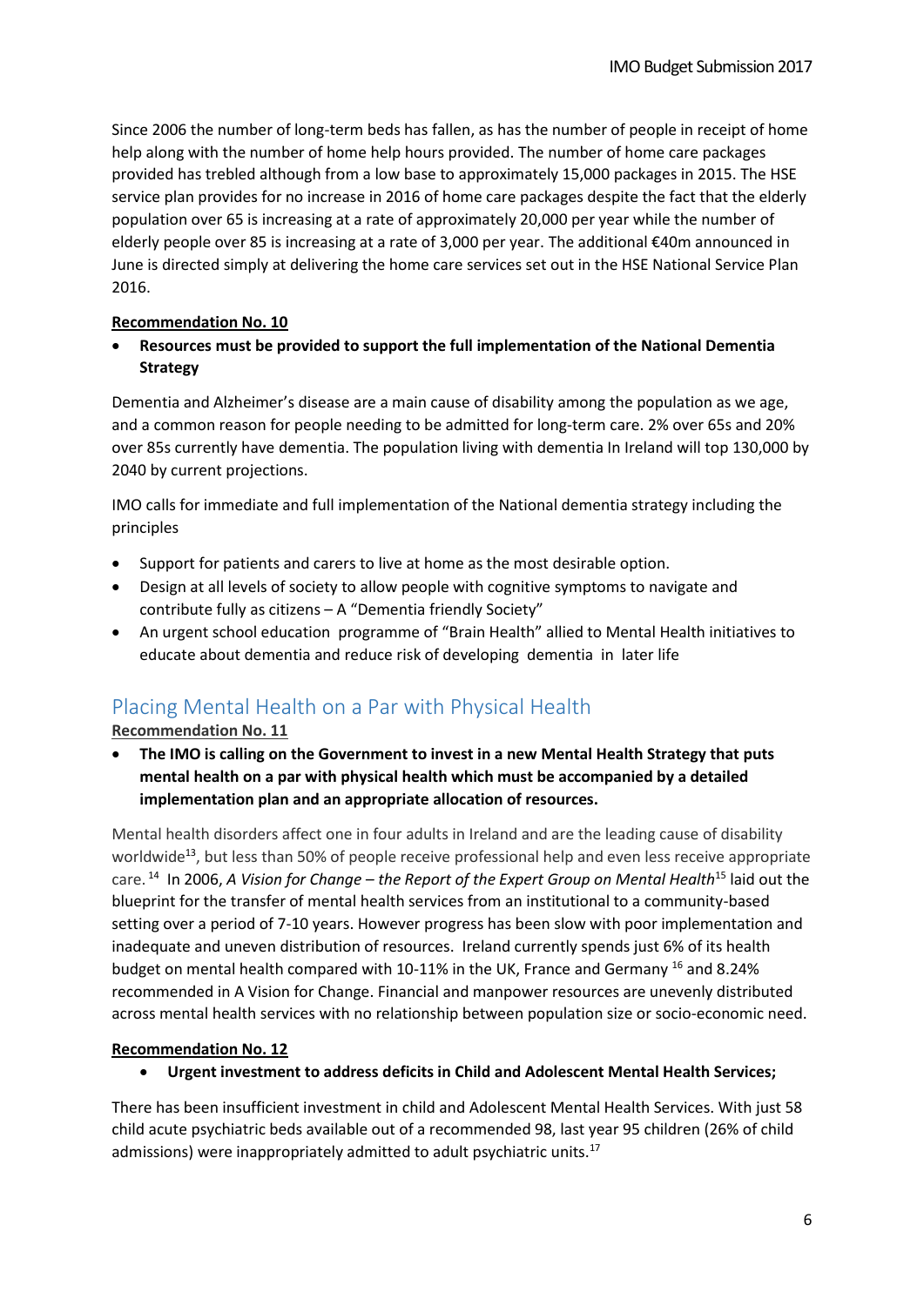Since 2006 the number of long-term beds has fallen, as has the number of people in receipt of home help along with the number of home help hours provided. The number of home care packages provided has trebled although from a low base to approximately 15,000 packages in 2015. The HSE service plan provides for no increase in 2016 of home care packages despite the fact that the elderly population over 65 is increasing at a rate of approximately 20,000 per year while the number of elderly people over 85 is increasing at a rate of 3,000 per year. The additional €40m announced in June is directed simply at delivering the home care services set out in the HSE National Service Plan 2016.

**Recommendation No. 10**

- **Resources must be provided to support the full implementation of the National Dementia Strategy**

Dementia and Alzheimer's disease are a main cause of disability among the population as we age, and a common reason for people needing to be admitted for long-term care. 2% over 65s and 20% over 85s currently have dementia. The population living with dementia In Ireland will top 130,000 by 2040 by current projections.

IMO calls for immediate and full implementation of the National dementia strategy including the principles

- Support for patients and carers to live at home as the most desirable option.
- Design at all levels of society to allow people with cognitive symptoms to navigate and contribute fully as citizens – A "Dementia friendly Society"
- An urgent school education programme of "Brain Health" allied to Mental Health initiatives to educate about dementia and reduce risk of developing dementia in later life

## Placing Mental Health on a Par with Physical Health

**Recommendation No. 11**

- **The IMO is calling on the Government to invest in a new Mental Health Strategy that puts mental health on a par with physical health which must be accompanied by a detailed implementation plan and an appropriate allocation of resources.**

Mental health disorders affect one in four adults in Ireland and are the leading cause of disability worldwide[13], but less than 50% of people receive professional help and even less receive appropriate care.[14] In 2006, *A Vision for Change – the Report of the Expert Group on Mental Health*[15] laid out the blueprint for the transfer of mental health services from an institutional to a community-based setting over a period of 7-10 years. However progress has been slow with poor implementation and inadequate and uneven distribution of resources. Ireland currently spends just 6% of its health budget on mental health compared with 10-11% in the UK, France and Germany [16] and 8.24% recommended in A Vision for Change. Financial and manpower resources are unevenly distributed across mental health services with no relationship between population size or socio-economic need.

**Recommendation No. 12**

- **Urgent investment to address deficits in Child and Adolescent Mental Health Services;**

There has been insufficient investment in child and Adolescent Mental Health Services. With just 58 child acute psychiatric beds available out of a recommended 98, last year 95 children (26% of child admissions) were inappropriately admitted to adult psychiatric units.[17]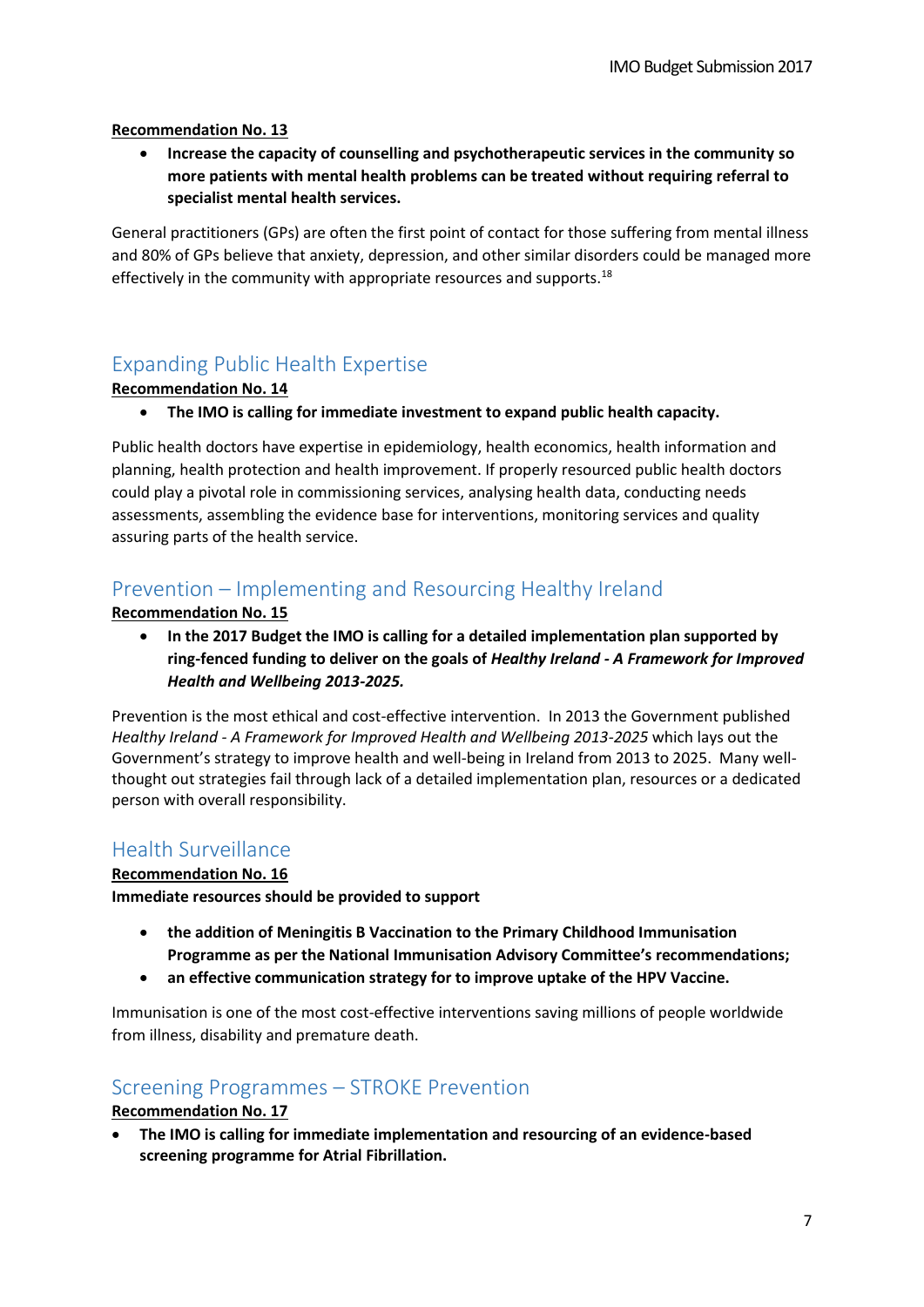**Recommendation No. 13**

- **Increase the capacity of counselling and psychotherapeutic services in the community so more patients with mental health problems can be treated without requiring referral to specialist mental health services.**

General practitioners (GPs) are often the first point of contact for those suffering from mental illness and 80% of GPs believe that anxiety, depression, and other similar disorders could be managed more effectively in the community with appropriate resources and supports.[18]

## Expanding Public Health Expertise

**Recommendation No. 14**

- **The IMO is calling for immediate investment to expand public health capacity.**

Public health doctors have expertise in epidemiology, health economics, health information and planning, health protection and health improvement. If properly resourced public health doctors could play a pivotal role in commissioning services, analysing health data, conducting needs assessments, assembling the evidence base for interventions, monitoring services and quality assuring parts of the health service.

## Prevention – Implementing and Resourcing Healthy Ireland

**Recommendation No. 15**

- **In the 2017 Budget the IMO is calling for a detailed implementation plan supported by ring-fenced funding to deliver on the goals of *Healthy Ireland - A Framework for Improved Health and Wellbeing 2013-2025.***

Prevention is the most ethical and cost-effective intervention. In 2013 the Government published *Healthy Ireland - A Framework for Improved Health and Wellbeing 2013-2025* which lays out the Government's strategy to improve health and well-being in Ireland from 2013 to 2025. Many well-thought out strategies fail through lack of a detailed implementation plan, resources or a dedicated person with overall responsibility.

## Health Surveillance

**Recommendation No. 16**

**Immediate resources should be provided to support**

- **the addition of Meningitis B Vaccination to the Primary Childhood Immunisation Programme as per the National Immunisation Advisory Committee's recommendations;**
- **an effective communication strategy for to improve uptake of the HPV Vaccine.**

Immunisation is one of the most cost-effective interventions saving millions of people worldwide from illness, disability and premature death.

## Screening Programmes – STROKE Prevention

**Recommendation No. 17**

- **The IMO is calling for immediate implementation and resourcing of an evidence-based screening programme for Atrial Fibrillation.**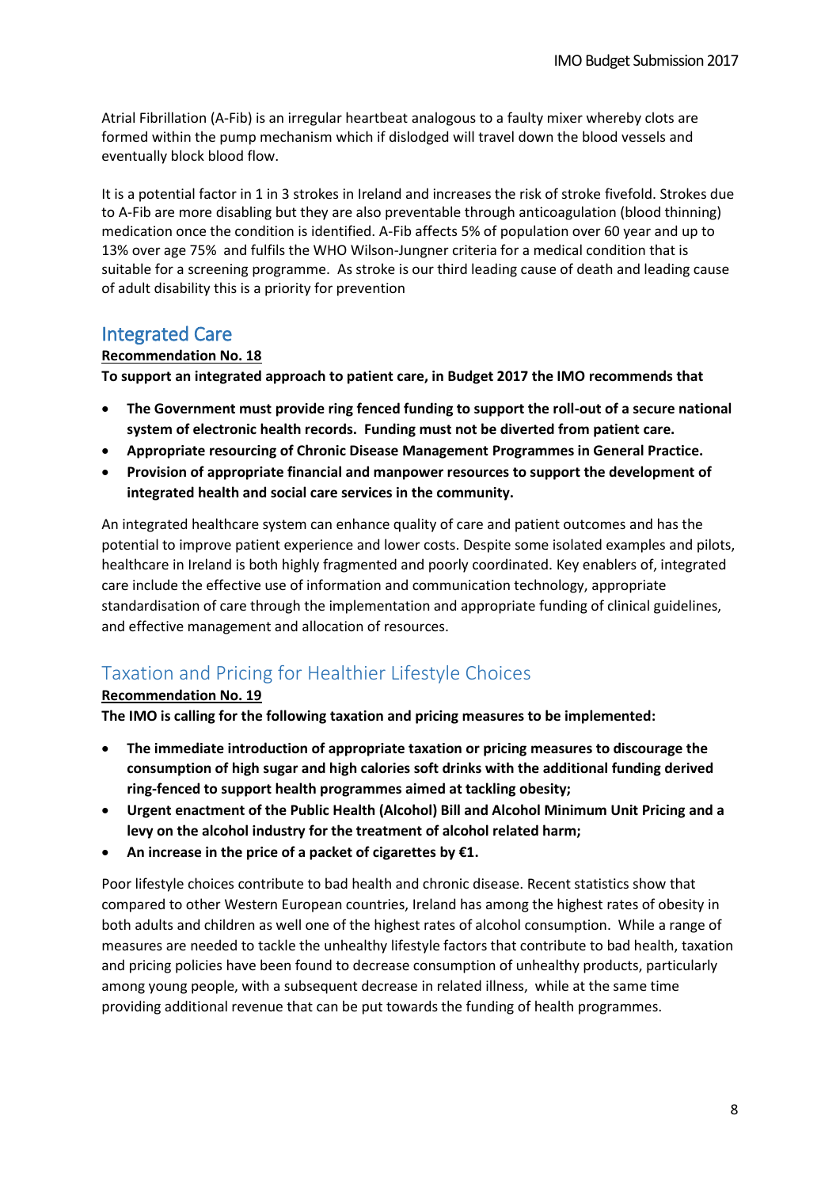Atrial Fibrillation (A-Fib) is an irregular heartbeat analogous to a faulty mixer whereby clots are formed within the pump mechanism which if dislodged will travel down the blood vessels and eventually block blood flow.

It is a potential factor in 1 in 3 strokes in Ireland and increases the risk of stroke fivefold. Strokes due to A-Fib are more disabling but they are also preventable through anticoagulation (blood thinning) medication once the condition is identified. A-Fib affects 5% of population over 60 year and up to 13% over age 75% and fulfils the WHO Wilson-Jungner criteria for a medical condition that is suitable for a screening programme. As stroke is our third leading cause of death and leading cause of adult disability this is a priority for prevention

## Integrated Care

**Recommendation No. 18**

**To support an integrated approach to patient care, in Budget 2017 the IMO recommends that**

- **The Government must provide ring fenced funding to support the roll-out of a secure national system of electronic health records. Funding must not be diverted from patient care.**
- **Appropriate resourcing of Chronic Disease Management Programmes in General Practice.**
- **Provision of appropriate financial and manpower resources to support the development of integrated health and social care services in the community.**

An integrated healthcare system can enhance quality of care and patient outcomes and has the potential to improve patient experience and lower costs. Despite some isolated examples and pilots, healthcare in Ireland is both highly fragmented and poorly coordinated. Key enablers of, integrated care include the effective use of information and communication technology, appropriate standardisation of care through the implementation and appropriate funding of clinical guidelines, and effective management and allocation of resources.

## Taxation and Pricing for Healthier Lifestyle Choices

**Recommendation No. 19**

**The IMO is calling for the following taxation and pricing measures to be implemented:**

- **The immediate introduction of appropriate taxation or pricing measures to discourage the consumption of high sugar and high calories soft drinks with the additional funding derived ring-fenced to support health programmes aimed at tackling obesity;**
- **Urgent enactment of the Public Health (Alcohol) Bill and Alcohol Minimum Unit Pricing and a levy on the alcohol industry for the treatment of alcohol related harm;**
- **An increase in the price of a packet of cigarettes by €1.**

Poor lifestyle choices contribute to bad health and chronic disease. Recent statistics show that compared to other Western European countries, Ireland has among the highest rates of obesity in both adults and children as well one of the highest rates of alcohol consumption. While a range of measures are needed to tackle the unhealthy lifestyle factors that contribute to bad health, taxation and pricing policies have been found to decrease consumption of unhealthy products, particularly among young people, with a subsequent decrease in related illness, while at the same time providing additional revenue that can be put towards the funding of health programmes.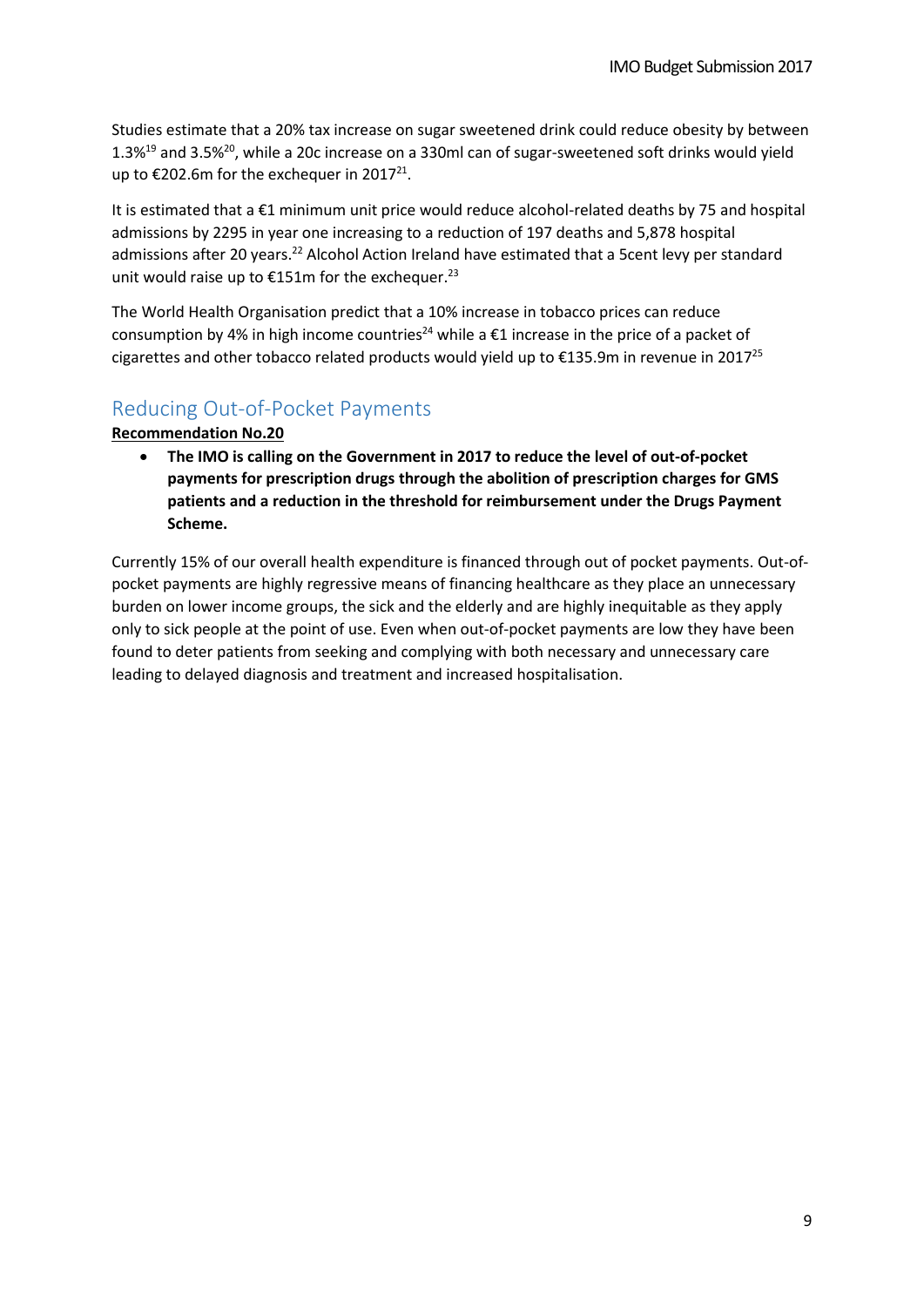Studies estimate that a 20% tax increase on sugar sweetened drink could reduce obesity by between 1.3%[19] and 3.5%[20], while a 20c increase on a 330ml can of sugar-sweetened soft drinks would yield up to €202.6m for the exchequer in 2017[21].

It is estimated that a €1 minimum unit price would reduce alcohol-related deaths by 75 and hospital admissions by 2295 in year one increasing to a reduction of 197 deaths and 5,878 hospital admissions after 20 years.[22] Alcohol Action Ireland have estimated that a 5cent levy per standard unit would raise up to €151m for the exchequer.[23]

The World Health Organisation predict that a 10% increase in tobacco prices can reduce consumption by 4% in high income countries[24] while a €1 increase in the price of a packet of cigarettes and other tobacco related products would yield up to €135.9m in revenue in 2017[25]

## Reducing Out-of-Pocket Payments

**Recommendation No.20**

- **The IMO is calling on the Government in 2017 to reduce the level of out-of-pocket payments for prescription drugs through the abolition of prescription charges for GMS patients and a reduction in the threshold for reimbursement under the Drugs Payment Scheme.**

Currently 15% of our overall health expenditure is financed through out of pocket payments. Out-of-pocket payments are highly regressive means of financing healthcare as they place an unnecessary burden on lower income groups, the sick and the elderly and are highly inequitable as they apply only to sick people at the point of use. Even when out-of-pocket payments are low they have been found to deter patients from seeking and complying with both necessary and unnecessary care leading to delayed diagnosis and treatment and increased hospitalisation.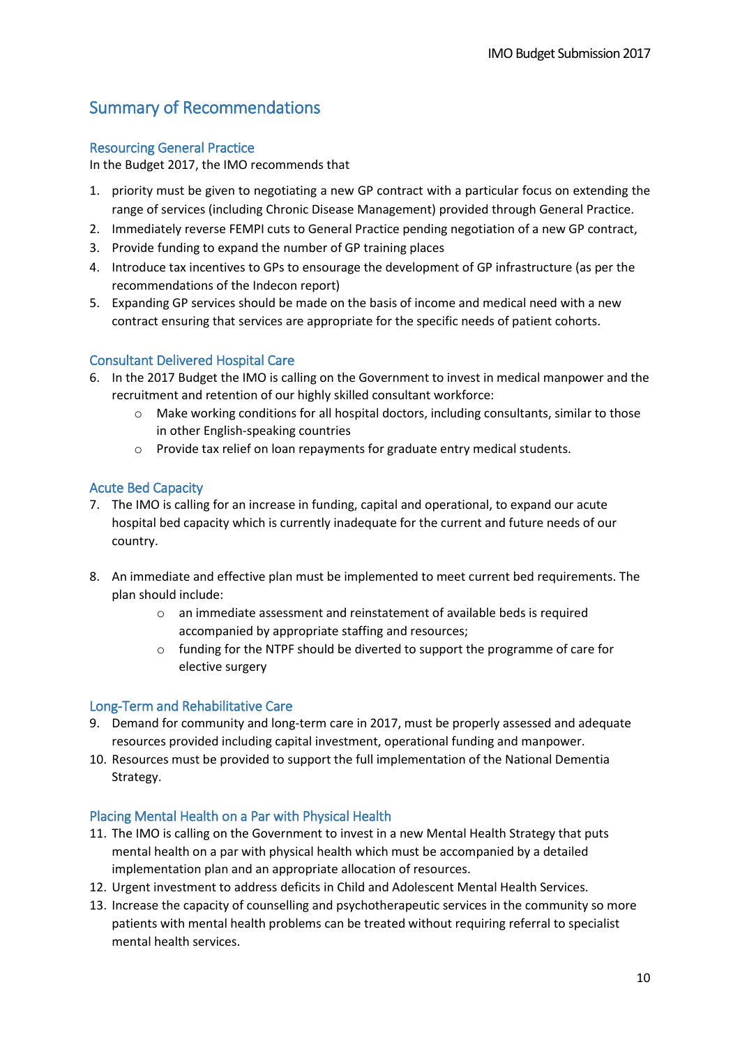# Summary of Recommendations

## Resourcing General Practice

In the Budget 2017, the IMO recommends that

1. priority must be given to negotiating a new GP contract with a particular focus on extending the range of services (including Chronic Disease Management) provided through General Practice.
2. Immediately reverse FEMPI cuts to General Practice pending negotiation of a new GP contract,
3. Provide funding to expand the number of GP training places
4. Introduce tax incentives to GPs to ensourage the development of GP infrastructure (as per the recommendations of the Indecon report)
5. Expanding GP services should be made on the basis of income and medical need with a new contract ensuring that services are appropriate for the specific needs of patient cohorts.

## Consultant Delivered Hospital Care

6. In the 2017 Budget the IMO is calling on the Government to invest in medical manpower and the recruitment and retention of our highly skilled consultant workforce:
    - Make working conditions for all hospital doctors, including consultants, similar to those in other English-speaking countries
    - Provide tax relief on loan repayments for graduate entry medical students.

## Acute Bed Capacity

7. The IMO is calling for an increase in funding, capital and operational, to expand our acute hospital bed capacity which is currently inadequate for the current and future needs of our country.

8. An immediate and effective plan must be implemented to meet current bed requirements. The plan should include:
    - an immediate assessment and reinstatement of available beds is required accompanied by appropriate staffing and resources;
    - funding for the NTPF should be diverted to support the programme of care for elective surgery

## Long-Term and Rehabilitative Care

9. Demand for community and long-term care in 2017, must be properly assessed and adequate resources provided including capital investment, operational funding and manpower.
10. Resources must be provided to support the full implementation of the National Dementia Strategy.

## Placing Mental Health on a Par with Physical Health

11. The IMO is calling on the Government to invest in a new Mental Health Strategy that puts mental health on a par with physical health which must be accompanied by a detailed implementation plan and an appropriate allocation of resources.
12. Urgent investment to address deficits in Child and Adolescent Mental Health Services.
13. Increase the capacity of counselling and psychotherapeutic services in the community so more patients with mental health problems can be treated without requiring referral to specialist mental health services.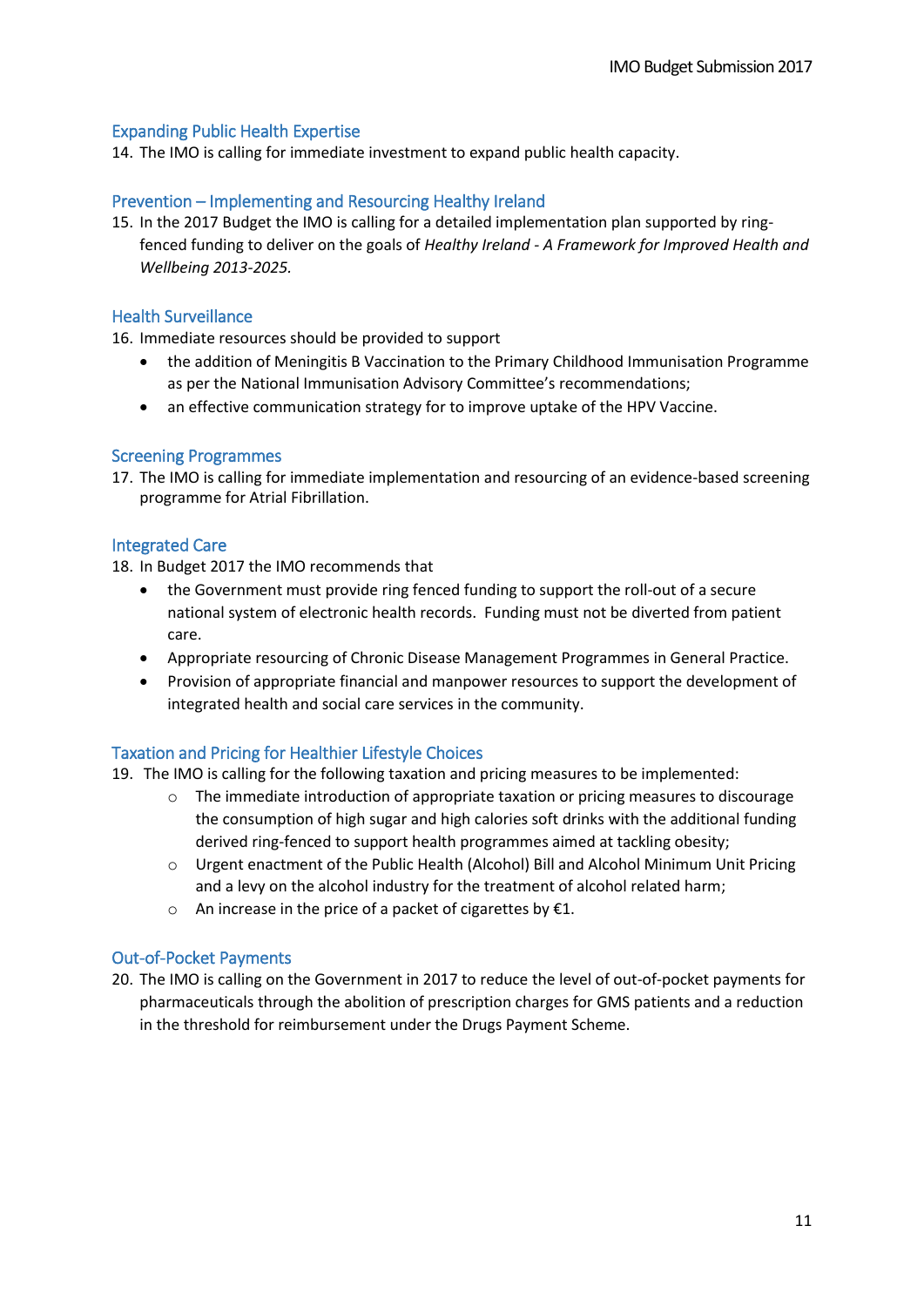### Expanding Public Health Expertise

14. The IMO is calling for immediate investment to expand public health capacity.

### Prevention – Implementing and Resourcing Healthy Ireland

15. In the 2017 Budget the IMO is calling for a detailed implementation plan supported by ring-fenced funding to deliver on the goals of *Healthy Ireland - A Framework for Improved Health and Wellbeing 2013-2025.*

### Health Surveillance

16. Immediate resources should be provided to support
    - the addition of Meningitis B Vaccination to the Primary Childhood Immunisation Programme as per the National Immunisation Advisory Committee's recommendations;
    - an effective communication strategy for to improve uptake of the HPV Vaccine.

### Screening Programmes

17. The IMO is calling for immediate implementation and resourcing of an evidence-based screening programme for Atrial Fibrillation.

### Integrated Care

18. In Budget 2017 the IMO recommends that
    - the Government must provide ring fenced funding to support the roll-out of a secure national system of electronic health records. Funding must not be diverted from patient care.
    - Appropriate resourcing of Chronic Disease Management Programmes in General Practice.
    - Provision of appropriate financial and manpower resources to support the development of integrated health and social care services in the community.

### Taxation and Pricing for Healthier Lifestyle Choices

19. The IMO is calling for the following taxation and pricing measures to be implemented:
    - The immediate introduction of appropriate taxation or pricing measures to discourage the consumption of high sugar and high calories soft drinks with the additional funding derived ring-fenced to support health programmes aimed at tackling obesity;
    - Urgent enactment of the Public Health (Alcohol) Bill and Alcohol Minimum Unit Pricing and a levy on the alcohol industry for the treatment of alcohol related harm;
    - An increase in the price of a packet of cigarettes by €1.

### Out-of-Pocket Payments

20. The IMO is calling on the Government in 2017 to reduce the level of out-of-pocket payments for pharmaceuticals through the abolition of prescription charges for GMS patients and a reduction in the threshold for reimbursement under the Drugs Payment Scheme.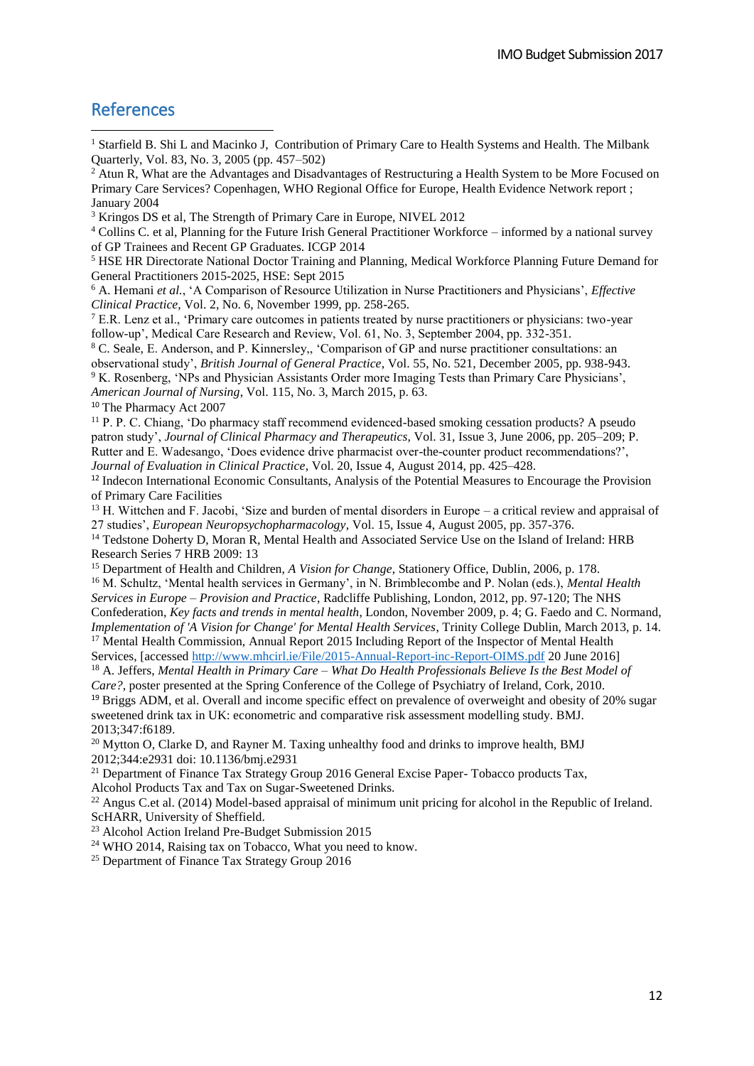## References

[1] Starfield B. Shi L and Macinko J, Contribution of Primary Care to Health Systems and Health. The Milbank Quarterly, Vol. 83, No. 3, 2005 (pp. 457–502)

[2] Atun R, What are the Advantages and Disadvantages of Restructuring a Health System to be More Focused on Primary Care Services? Copenhagen, WHO Regional Office for Europe, Health Evidence Network report ; January 2004

[3] Kringos DS et al, The Strength of Primary Care in Europe, NIVEL 2012

[4] Collins C. et al, Planning for the Future Irish General Practitioner Workforce – informed by a national survey of GP Trainees and Recent GP Graduates. ICGP 2014

[5] HSE HR Directorate National Doctor Training and Planning, Medical Workforce Planning Future Demand for General Practitioners 2015-2025, HSE: Sept 2015

[6] A. Hemani *et al.*, 'A Comparison of Resource Utilization in Nurse Practitioners and Physicians', *Effective Clinical Practice*, Vol. 2, No. 6, November 1999, pp. 258-265.

[7] E.R. Lenz et al., 'Primary care outcomes in patients treated by nurse practitioners or physicians: two-year follow-up', Medical Care Research and Review, Vol. 61, No. 3, September 2004, pp. 332-351.

[8] C. Seale, E. Anderson, and P. Kinnersley,, 'Comparison of GP and nurse practitioner consultations: an observational study', *British Journal of General Practice*, Vol. 55, No. 521, December 2005, pp. 938-943.

[9] K. Rosenberg, 'NPs and Physician Assistants Order more Imaging Tests than Primary Care Physicians', *American Journal of Nursing*, Vol. 115, No. 3, March 2015, p. 63.

[10] The Pharmacy Act 2007

[11] P. P. C. Chiang, 'Do pharmacy staff recommend evidenced-based smoking cessation products? A pseudo patron study', *Journal of Clinical Pharmacy and Therapeutics*, Vol. 31, Issue 3, June 2006, pp. 205–209; P. Rutter and E. Wadesango, 'Does evidence drive pharmacist over-the-counter product recommendations?', *Journal of Evaluation in Clinical Practice*, Vol. 20, Issue 4, August 2014, pp. 425–428.

[12] Indecon International Economic Consultants, Analysis of the Potential Measures to Encourage the Provision of Primary Care Facilities

[13] H. Wittchen and F. Jacobi, 'Size and burden of mental disorders in Europe – a critical review and appraisal of 27 studies', *European Neuropsychopharmacology*, Vol. 15, Issue 4, August 2005, pp. 357-376.

[14] Tedstone Doherty D, Moran R, Mental Health and Associated Service Use on the Island of Ireland: HRB Research Series 7 HRB 2009: 13

[15] Department of Health and Children, *A Vision for Change*, Stationery Office, Dublin, 2006, p. 178.

[16] M. Schultz, 'Mental health services in Germany', in N. Brimblecombe and P. Nolan (eds.), *Mental Health Services in Europe – Provision and Practice*, Radcliffe Publishing, London, 2012, pp. 97-120; The NHS Confederation, *Key facts and trends in mental health*, London, November 2009, p. 4; G. Faedo and C. Normand, *Implementation of 'A Vision for Change' for Mental Health Services*, Trinity College Dublin, March 2013, p. 14.

[17] Mental Health Commission, Annual Report 2015 Including Report of the Inspector of Mental Health Services, [accessed http://www.mhcirl.ie/File/2015-Annual-Report-inc-Report-OIMS.pdf 20 June 2016]

[18] A. Jeffers, *Mental Health in Primary Care – What Do Health Professionals Believe Is the Best Model of Care?*, poster presented at the Spring Conference of the College of Psychiatry of Ireland, Cork, 2010.

[19] Briggs ADM, et al. Overall and income specific effect on prevalence of overweight and obesity of 20% sugar sweetened drink tax in UK: econometric and comparative risk assessment modelling study. BMJ. 2013;347:f6189.

[20] Mytton O, Clarke D, and Rayner M. Taxing unhealthy food and drinks to improve health, BMJ 2012;344:e2931 doi: 10.1136/bmj.e2931

[21] Department of Finance Tax Strategy Group 2016 General Excise Paper- Tobacco products Tax, Alcohol Products Tax and Tax on Sugar-Sweetened Drinks.

[22] Angus C.et al. (2014) Model-based appraisal of minimum unit pricing for alcohol in the Republic of Ireland. ScHARR, University of Sheffield.

[23] Alcohol Action Ireland Pre-Budget Submission 2015

[24] WHO 2014, Raising tax on Tobacco, What you need to know.

[25] Department of Finance Tax Strategy Group 2016